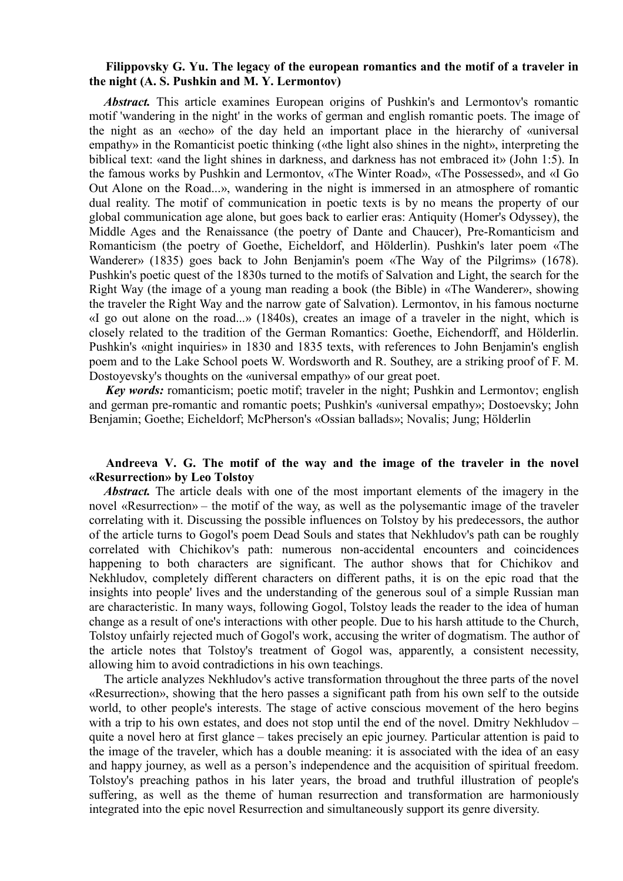**Filippovsky G. Yu. The legacy of the european romantics and the motif of a traveler in the night (A. S. Pushkin and M. Y. Lermontov)**

***Abstract.*** This article examines European origins of Pushkin's and Lermontov's romantic motif 'wandering in the night' in the works of german and english romantic poets. The image of the night as an «echo» of the day held an important place in the hierarchy of «universal empathy» in the Romanticist poetic thinking («the light also shines in the night», interpreting the biblical text: «and the light shines in darkness, and darkness has not embraced it» (John 1:5). In the famous works by Pushkin and Lermontov, «The Winter Road», «The Possessed», and «I Go Out Alone on the Road...», wandering in the night is immersed in an atmosphere of romantic dual reality. The motif of communication in poetic texts is by no means the property of our global communication age alone, but goes back to earlier eras: Antiquity (Homer's Odyssey), the Middle Ages and the Renaissance (the poetry of Dante and Chaucer), Pre-Romanticism and Romanticism (the poetry of Goethe, Eicheldorf, and Hölderlin). Pushkin's later poem «The Wanderer» (1835) goes back to John Benjamin's poem «The Way of the Pilgrims» (1678). Pushkin's poetic quest of the 1830s turned to the motifs of Salvation and Light, the search for the Right Way (the image of a young man reading a book (the Bible) in «The Wanderer», showing the traveler the Right Way and the narrow gate of Salvation). Lermontov, in his famous nocturne «I go out alone on the road...» (1840s), creates an image of a traveler in the night, which is closely related to the tradition of the German Romantics: Goethe, Eichendorff, and Hölderlin. Pushkin's «night inquiries» in 1830 and 1835 texts, with references to John Benjamin's english poem and to the Lake School poets W. Wordsworth and R. Southey, are a striking proof of F. M. Dostoyevsky's thoughts on the «universal empathy» of our great poet.

***Key words:*** romanticism; poetic motif; traveler in the night; Pushkin and Lermontov; english and german pre-romantic and romantic poets; Pushkin's «universal empathy»; Dostoevsky; John Benjamin; Goethe; Eicheldorf; McPherson's «Ossian ballads»; Novalis; Jung; Hölderlin

**Andreeva V. G. The motif of the way and the image of the traveler in the novel «Resurrection» by Leo Tolstoy**

***Abstract.*** The article deals with one of the most important elements of the imagery in the novel «Resurrection» – the motif of the way, as well as the polysemantic image of the traveler correlating with it. Discussing the possible influences on Tolstoy by his predecessors, the author of the article turns to Gogol's poem Dead Souls and states that Nekhludov's path can be roughly correlated with Chichikov's path: numerous non-accidental encounters and coincidences happening to both characters are significant. The author shows that for Chichikov and Nekhludov, completely different characters on different paths, it is on the epic road that the insights into people' lives and the understanding of the generous soul of a simple Russian man are characteristic. In many ways, following Gogol, Tolstoy leads the reader to the idea of human change as a result of one's interactions with other people. Due to his harsh attitude to the Church, Tolstoy unfairly rejected much of Gogol's work, accusing the writer of dogmatism. The author of the article notes that Tolstoy's treatment of Gogol was, apparently, a consistent necessity, allowing him to avoid contradictions in his own teachings.

The article analyzes Nekhludov's active transformation throughout the three parts of the novel «Resurrection», showing that the hero passes a significant path from his own self to the outside world, to other people's interests. The stage of active conscious movement of the hero begins with a trip to his own estates, and does not stop until the end of the novel. Dmitry Nekhludov – quite a novel hero at first glance – takes precisely an epic journey. Particular attention is paid to the image of the traveler, which has a double meaning: it is associated with the idea of an easy and happy journey, as well as a person's independence and the acquisition of spiritual freedom. Tolstoy's preaching pathos in his later years, the broad and truthful illustration of people's suffering, as well as the theme of human resurrection and transformation are harmoniously integrated into the epic novel Resurrection and simultaneously support its genre diversity.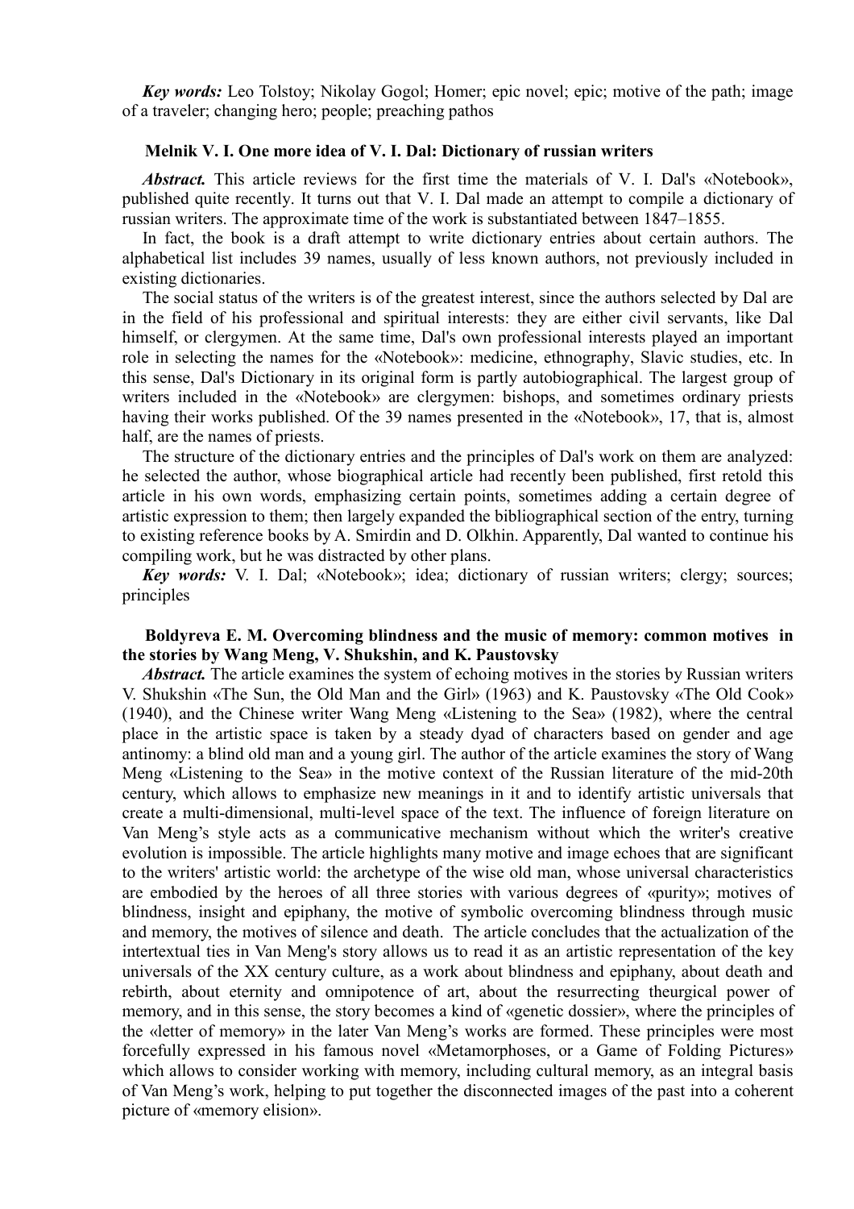***Key words:*** Leo Tolstoy; Nikolay Gogol; Homer; epic novel; epic; motive of the path; image of a traveler; changing hero; people; preaching pathos

**Melnik V. I. One more idea of V. I. Dal: Dictionary of russian writers**

***Abstract.*** This article reviews for the first time the materials of V. I. Dal's «Notebook», published quite recently. It turns out that V. I. Dal made an attempt to compile a dictionary of russian writers. The approximate time of the work is substantiated between 1847–1855.

In fact, the book is a draft attempt to write dictionary entries about certain authors. The alphabetical list includes 39 names, usually of less known authors, not previously included in existing dictionaries.

The social status of the writers is of the greatest interest, since the authors selected by Dal are in the field of his professional and spiritual interests: they are either civil servants, like Dal himself, or clergymen. At the same time, Dal's own professional interests played an important role in selecting the names for the «Notebook»: medicine, ethnography, Slavic studies, etc. In this sense, Dal's Dictionary in its original form is partly autobiographical. The largest group of writers included in the «Notebook» are clergymen: bishops, and sometimes ordinary priests having their works published. Of the 39 names presented in the «Notebook», 17, that is, almost half, are the names of priests.

The structure of the dictionary entries and the principles of Dal's work on them are analyzed: he selected the author, whose biographical article had recently been published, first retold this article in his own words, emphasizing certain points, sometimes adding a certain degree of artistic expression to them; then largely expanded the bibliographical section of the entry, turning to existing reference books by A. Smirdin and D. Olkhin. Apparently, Dal wanted to continue his compiling work, but he was distracted by other plans.

***Key words:*** V. I. Dal; «Notebook»; idea; dictionary of russian writers; clergy; sources; principles

**Boldyreva E. M. Overcoming blindness and the music of memory: common motives in the stories by Wang Meng, V. Shukshin, and K. Paustovsky**

***Abstract.*** The article examines the system of echoing motives in the stories by Russian writers V. Shukshin «The Sun, the Old Man and the Girl» (1963) and K. Paustovsky «The Old Cook» (1940), and the Chinese writer Wang Meng «Listening to the Sea» (1982), where the central place in the artistic space is taken by a steady dyad of characters based on gender and age antinomy: a blind old man and a young girl. The author of the article examines the story of Wang Meng «Listening to the Sea» in the motive context of the Russian literature of the mid-20th century, which allows to emphasize new meanings in it and to identify artistic universals that create a multi-dimensional, multi-level space of the text. The influence of foreign literature on Van Meng's style acts as a communicative mechanism without which the writer's creative evolution is impossible. The article highlights many motive and image echoes that are significant to the writers' artistic world: the archetype of the wise old man, whose universal characteristics are embodied by the heroes of all three stories with various degrees of «purity»; motives of blindness, insight and epiphany, the motive of symbolic overcoming blindness through music and memory, the motives of silence and death. The article concludes that the actualization of the intertextual ties in Van Meng's story allows us to read it as an artistic representation of the key universals of the XX century culture, as a work about blindness and epiphany, about death and rebirth, about eternity and omnipotence of art, about the resurrecting theurgical power of memory, and in this sense, the story becomes a kind of «genetic dossier», where the principles of the «letter of memory» in the later Van Meng's works are formed. These principles were most forcefully expressed in his famous novel «Metamorphoses, or a Game of Folding Pictures» which allows to consider working with memory, including cultural memory, as an integral basis of Van Meng's work, helping to put together the disconnected images of the past into a coherent picture of «memory elision».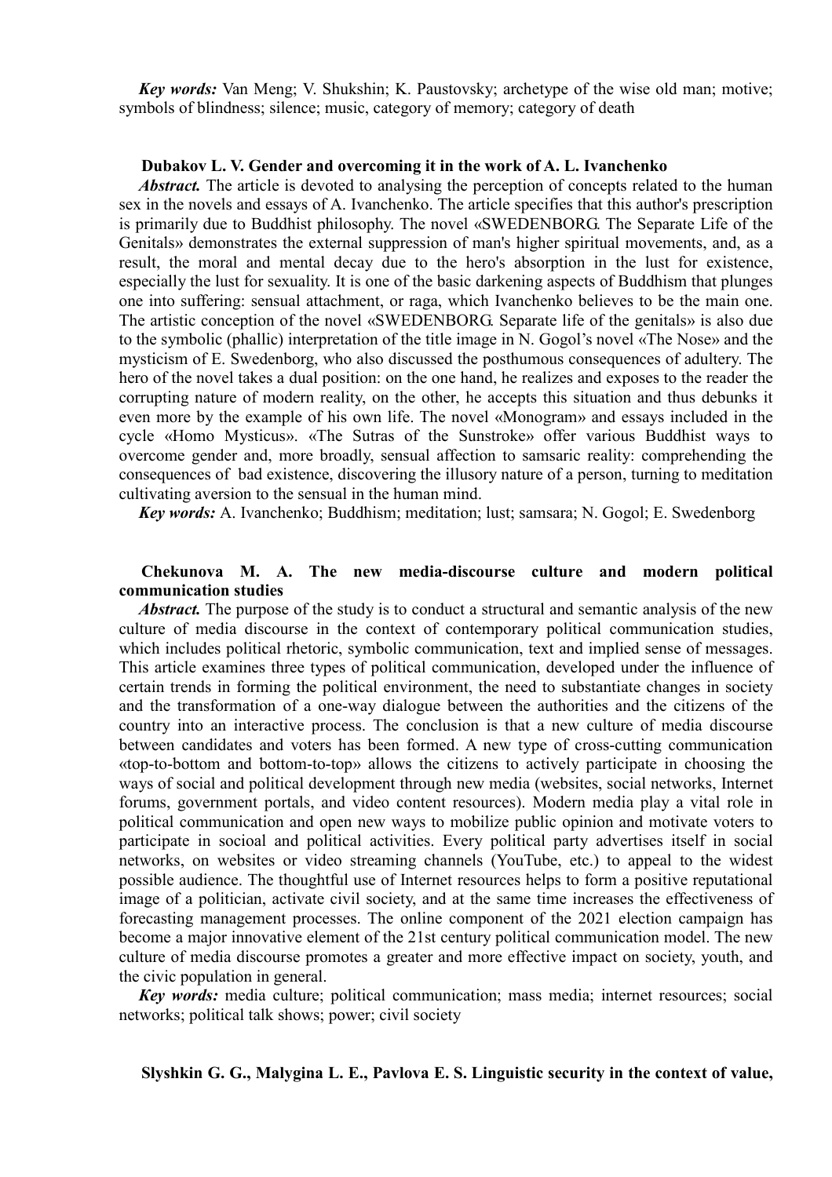*Key words:* Van Meng; V. Shukshin; K. Paustovsky; archetype of the wise old man; motive; symbols of blindness; silence; music, category of memory; category of death

**Dubakov L. V. Gender and overcoming it in the work of A. L. Ivanchenko**

*Abstract.* The article is devoted to analysing the perception of concepts related to the human sex in the novels and essays of A. Ivanchenko. The article specifies that this author's prescription is primarily due to Buddhist philosophy. The novel «SWEDENBORG. The Separate Life of the Genitals» demonstrates the external suppression of man's higher spiritual movements, and, as a result, the moral and mental decay due to the hero's absorption in the lust for existence, especially the lust for sexuality. It is one of the basic darkening aspects of Buddhism that plunges one into suffering: sensual attachment, or raga, which Ivanchenko believes to be the main one. The artistic conception of the novel «SWEDENBORG. Separate life of the genitals» is also due to the symbolic (phallic) interpretation of the title image in N. Gogol's novel «The Nose» and the mysticism of E. Swedenborg, who also discussed the posthumous consequences of adultery. The hero of the novel takes a dual position: on the one hand, he realizes and exposes to the reader the corrupting nature of modern reality, on the other, he accepts this situation and thus debunks it even more by the example of his own life. The novel «Monogram» and essays included in the cycle «Homo Mysticus». «The Sutras of the Sunstroke» offer various Buddhist ways to overcome gender and, more broadly, sensual affection to samsaric reality: comprehending the consequences of bad existence, discovering the illusory nature of a person, turning to meditation cultivating aversion to the sensual in the human mind.

*Key words:* A. Ivanchenko; Buddhism; meditation; lust; samsara; N. Gogol; E. Swedenborg

**Chekunova M. A. The new media-discourse culture and modern political communication studies**

*Abstract.* The purpose of the study is to conduct a structural and semantic analysis of the new culture of media discourse in the context of contemporary political communication studies, which includes political rhetoric, symbolic communication, text and implied sense of messages. This article examines three types of political communication, developed under the influence of certain trends in forming the political environment, the need to substantiate changes in society and the transformation of a one-way dialogue between the authorities and the citizens of the country into an interactive process. The conclusion is that a new culture of media discourse between candidates and voters has been formed. A new type of cross-cutting communication «top-to-bottom and bottom-to-top» allows the citizens to actively participate in choosing the ways of social and political development through new media (websites, social networks, Internet forums, government portals, and video content resources). Modern media play a vital role in political communication and open new ways to mobilize public opinion and motivate voters to participate in socioal and political activities. Every political party advertises itself in social networks, on websites or video streaming channels (YouTube, etc.) to appeal to the widest possible audience. The thoughtful use of Internet resources helps to form a positive reputational image of a politician, activate civil society, and at the same time increases the effectiveness of forecasting management processes. The online component of the 2021 election campaign has become a major innovative element of the 21st century political communication model. The new culture of media discourse promotes a greater and more effective impact on society, youth, and the civic population in general.

*Key words:* media culture; political communication; mass media; internet resources; social networks; political talk shows; power; civil society

**Slyshkin G. G., Malygina L. E., Pavlova E. S. Linguistic security in the context of value,**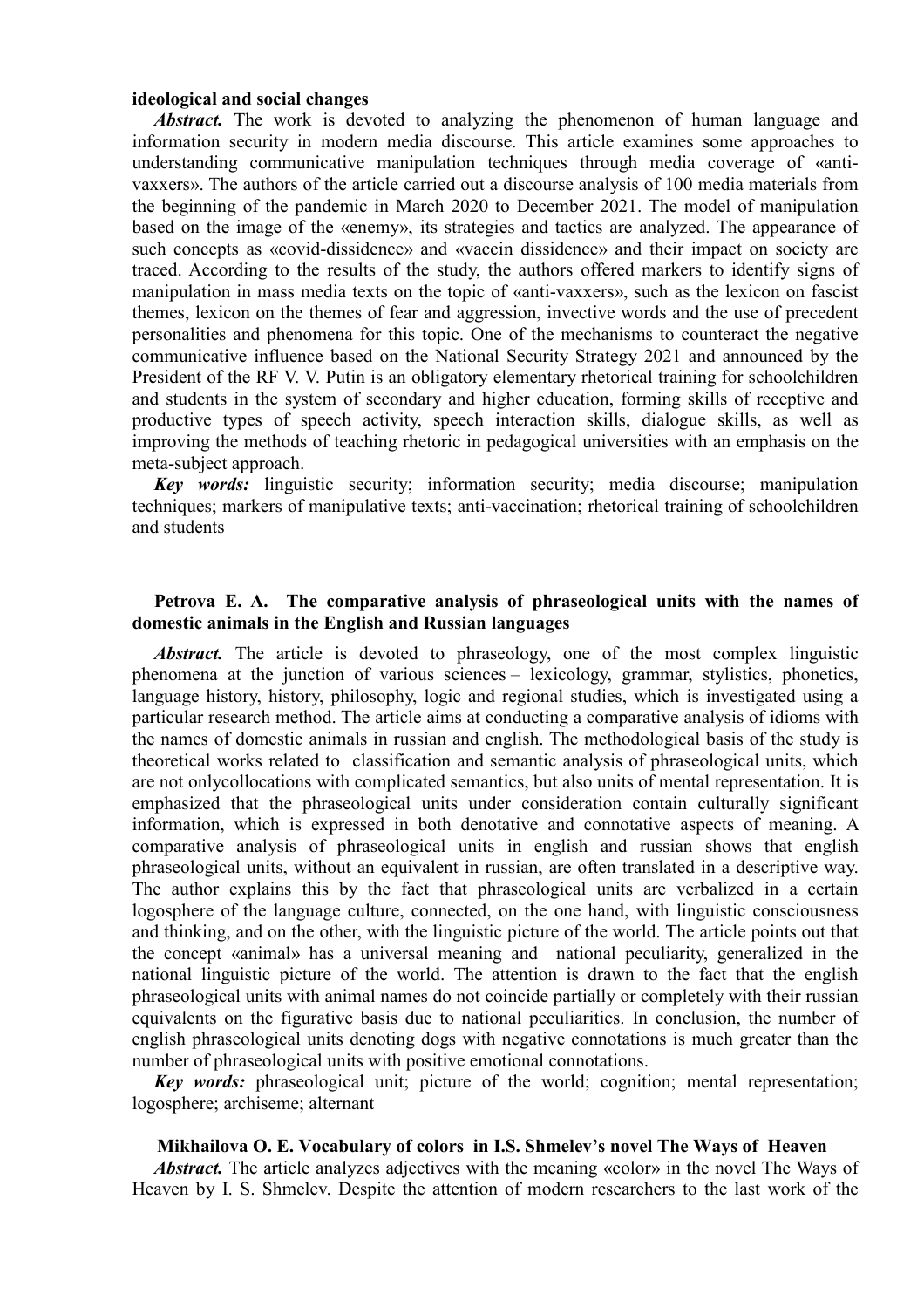**ideological and social changes**

***Abstract.*** The work is devoted to analyzing the phenomenon of human language and information security in modern media discourse. This article examines some approaches to understanding communicative manipulation techniques through media coverage of «anti-vaxxers». The authors of the article carried out a discourse analysis of 100 media materials from the beginning of the pandemic in March 2020 to December 2021. The model of manipulation based on the image of the «enemy», its strategies and tactics are analyzed. The appearance of such concepts as «covid-dissidence» and «vaccin dissidence» and their impact on society are traced. According to the results of the study, the authors offered markers to identify signs of manipulation in mass media texts on the topic of «anti-vaxxers», such as the lexicon on fascist themes, lexicon on the themes of fear and aggression, invective words and the use of precedent personalities and phenomena for this topic. One of the mechanisms to counteract the negative communicative influence based on the National Security Strategy 2021 and announced by the President of the RF V. V. Putin is an obligatory elementary rhetorical training for schoolchildren and students in the system of secondary and higher education, forming skills of receptive and productive types of speech activity, speech interaction skills, dialogue skills, as well as improving the methods of teaching rhetoric in pedagogical universities with an emphasis on the meta-subject approach.

***Key words:*** linguistic security; information security; media discourse; manipulation techniques; markers of manipulative texts; anti-vaccination; rhetorical training of schoolchildren and students

**Petrova E. A. The comparative analysis of phraseological units with the names of domestic animals in the English and Russian languages**

***Abstract.*** The article is devoted to phraseology, one of the most complex linguistic phenomena at the junction of various sciences – lexicology, grammar, stylistics, phonetics, language history, history, philosophy, logic and regional studies, which is investigated using a particular research method. The article aims at conducting a comparative analysis of idioms with the names of domestic animals in russian and english. The methodological basis of the study is theoretical works related to classification and semantic analysis of phraseological units, which are not onlycollocations with complicated semantics, but also units of mental representation. It is emphasized that the phraseological units under consideration contain culturally significant information, which is expressed in both denotative and connotative aspects of meaning. A comparative analysis of phraseological units in english and russian shows that english phraseological units, without an equivalent in russian, are often translated in a descriptive way. The author explains this by the fact that phraseological units are verbalized in a certain logosphere of the language culture, connected, on the one hand, with linguistic consciousness and thinking, and on the other, with the linguistic picture of the world. The article points out that the concept «animal» has a universal meaning and national peculiarity, generalized in the national linguistic picture of the world. The attention is drawn to the fact that the english phraseological units with animal names do not coincide partially or completely with their russian equivalents on the figurative basis due to national peculiarities. In conclusion, the number of english phraseological units denoting dogs with negative connotations is much greater than the number of phraseological units with positive emotional connotations.

***Key words:*** phraseological unit; picture of the world; cognition; mental representation; logosphere; archiseme; alternant

**Mikhailova O. E. Vocabulary of colors in I.S. Shmelev's novel The Ways of Heaven**

***Abstract.*** The article analyzes adjectives with the meaning «color» in the novel The Ways of Heaven by I. S. Shmelev. Despite the attention of modern researchers to the last work of the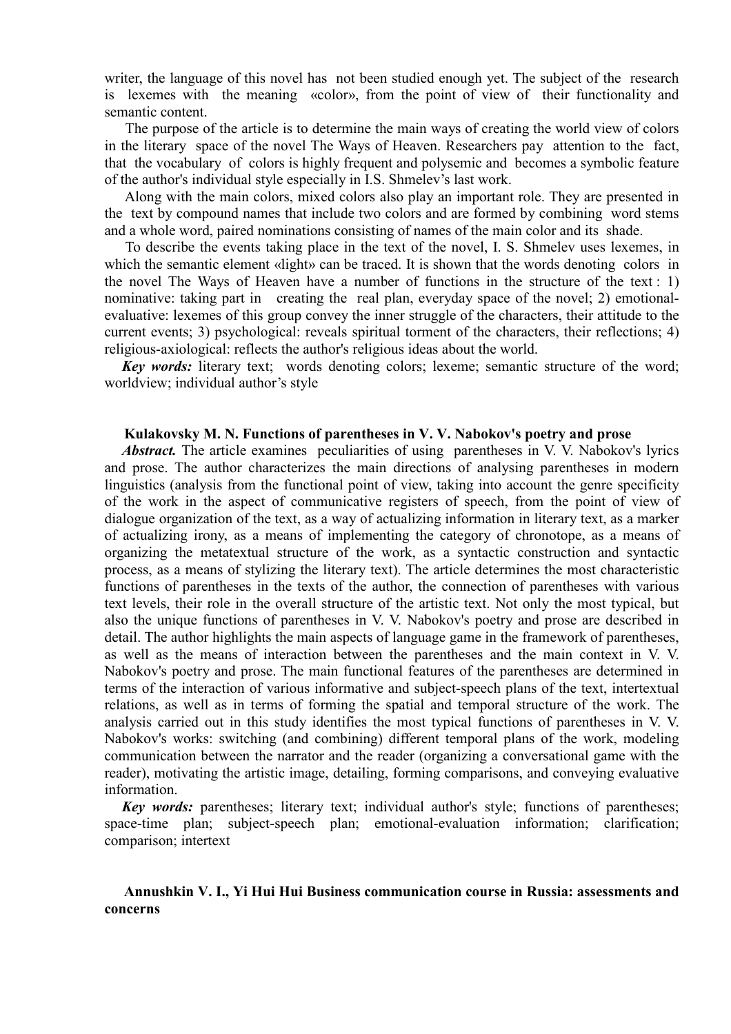writer, the language of this novel has not been studied enough yet. The subject of the research is lexemes with the meaning «color», from the point of view of their functionality and semantic content.

The purpose of the article is to determine the main ways of creating the world view of colors in the literary space of the novel The Ways of Heaven. Researchers pay attention to the fact, that the vocabulary of colors is highly frequent and polysemic and becomes a symbolic feature of the author's individual style especially in I.S. Shmelev's last work.

Along with the main colors, mixed colors also play an important role. They are presented in the text by compound names that include two colors and are formed by combining word stems and a whole word, paired nominations consisting of names of the main color and its shade.

To describe the events taking place in the text of the novel, I. S. Shmelev uses lexemes, in which the semantic element «light» can be traced. It is shown that the words denoting colors in the novel The Ways of Heaven have a number of functions in the structure of the text : 1) nominative: taking part in creating the real plan, everyday space of the novel; 2) emotional-evaluative: lexemes of this group convey the inner struggle of the characters, their attitude to the current events; 3) psychological: reveals spiritual torment of the characters, their reflections; 4) religious-axiological: reflects the author's religious ideas about the world.

***Key words:*** literary text; words denoting colors; lexeme; semantic structure of the word; worldview; individual author's style

**Kulakovsky M. N. Functions of parentheses in V. V. Nabokov's poetry and prose**

***Abstract.*** The article examines peculiarities of using parentheses in V. V. Nabokov's lyrics and prose. The author characterizes the main directions of analysing parentheses in modern linguistics (analysis from the functional point of view, taking into account the genre specificity of the work in the aspect of communicative registers of speech, from the point of view of dialogue organization of the text, as a way of actualizing information in literary text, as a marker of actualizing irony, as a means of implementing the category of chronotope, as a means of organizing the metatextual structure of the work, as a syntactic construction and syntactic process, as a means of stylizing the literary text). The article determines the most characteristic functions of parentheses in the texts of the author, the connection of parentheses with various text levels, their role in the overall structure of the artistic text. Not only the most typical, but also the unique functions of parentheses in V. V. Nabokov's poetry and prose are described in detail. The author highlights the main aspects of language game in the framework of parentheses, as well as the means of interaction between the parentheses and the main context in V. V. Nabokov's poetry and prose. The main functional features of the parentheses are determined in terms of the interaction of various informative and subject-speech plans of the text, intertextual relations, as well as in terms of forming the spatial and temporal structure of the work. The analysis carried out in this study identifies the most typical functions of parentheses in V. V. Nabokov's works: switching (and combining) different temporal plans of the work, modeling communication between the narrator and the reader (organizing a conversational game with the reader), motivating the artistic image, detailing, forming comparisons, and conveying evaluative information.

***Key words:*** parentheses; literary text; individual author's style; functions of parentheses; space-time plan; subject-speech plan; emotional-evaluation information; clarification; comparison; intertext

**Annushkin V. I., Yi Hui Hui Business communication course in Russia: assessments and concerns**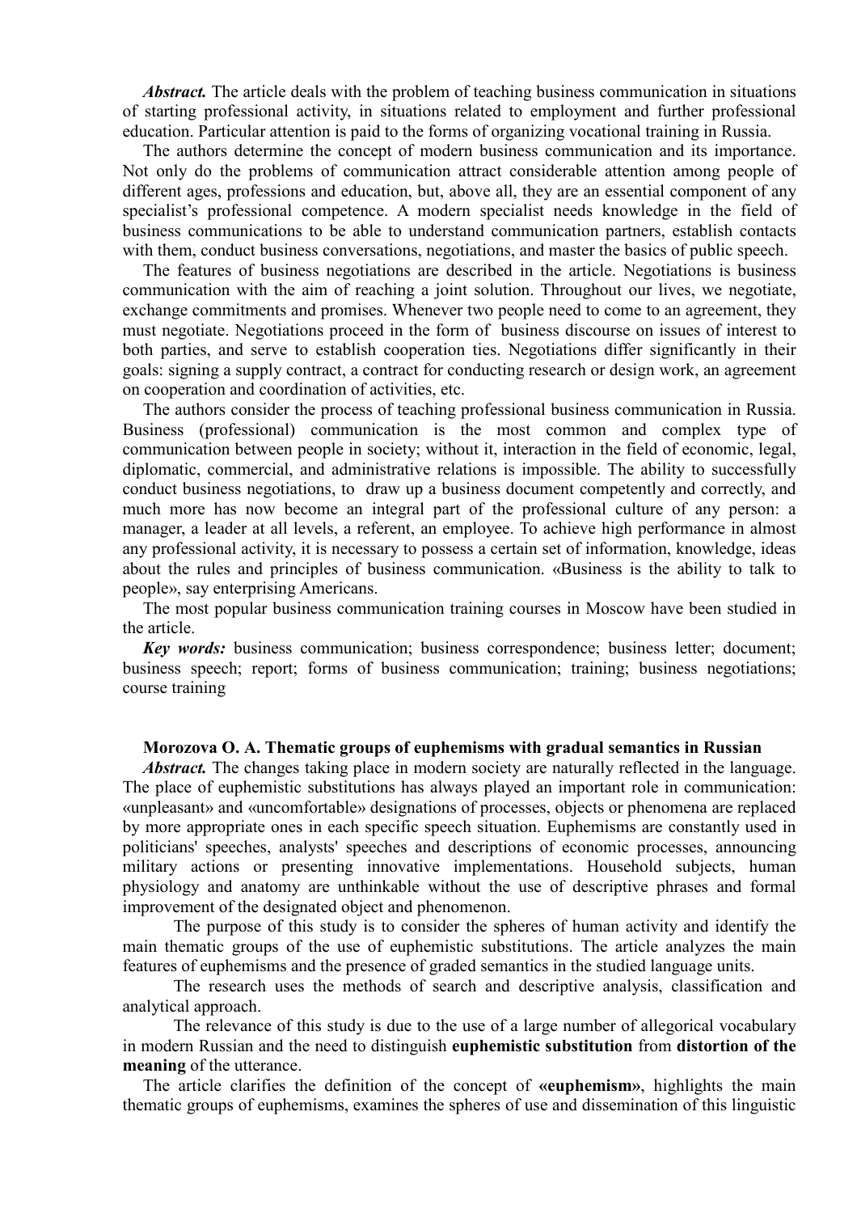***Abstract.*** The article deals with the problem of teaching business communication in situations of starting professional activity, in situations related to employment and further professional education. Particular attention is paid to the forms of organizing vocational training in Russia.

The authors determine the concept of modern business communication and its importance. Not only do the problems of communication attract considerable attention among people of different ages, professions and education, but, above all, they are an essential component of any specialist's professional competence. A modern specialist needs knowledge in the field of business communications to be able to understand communication partners, establish contacts with them, conduct business conversations, negotiations, and master the basics of public speech.

The features of business negotiations are described in the article. Negotiations is business communication with the aim of reaching a joint solution. Throughout our lives, we negotiate, exchange commitments and promises. Whenever two people need to come to an agreement, they must negotiate. Negotiations proceed in the form of business discourse on issues of interest to both parties, and serve to establish cooperation ties. Negotiations differ significantly in their goals: signing a supply contract, a contract for conducting research or design work, an agreement on cooperation and coordination of activities, etc.

The authors consider the process of teaching professional business communication in Russia. Business (professional) communication is the most common and complex type of communication between people in society; without it, interaction in the field of economic, legal, diplomatic, commercial, and administrative relations is impossible. The ability to successfully conduct business negotiations, to draw up a business document competently and correctly, and much more has now become an integral part of the professional culture of any person: a manager, a leader at all levels, a referent, an employee. To achieve high performance in almost any professional activity, it is necessary to possess a certain set of information, knowledge, ideas about the rules and principles of business communication. «Business is the ability to talk to people», say enterprising Americans.

The most popular business communication training courses in Moscow have been studied in the article.

***Key words:*** business communication; business correspondence; business letter; document; business speech; report; forms of business communication; training; business negotiations; course training

**Morozova O. A. Thematic groups of euphemisms with gradual semantics in Russian**

***Abstract.*** The changes taking place in modern society are naturally reflected in the language. The place of euphemistic substitutions has always played an important role in communication: «unpleasant» and «uncomfortable» designations of processes, objects or phenomena are replaced by more appropriate ones in each specific speech situation. Euphemisms are constantly used in politicians' speeches, analysts' speeches and descriptions of economic processes, announcing military actions or presenting innovative implementations. Household subjects, human physiology and anatomy are unthinkable without the use of descriptive phrases and formal improvement of the designated object and phenomenon.

The purpose of this study is to consider the spheres of human activity and identify the main thematic groups of the use of euphemistic substitutions. The article analyzes the main features of euphemisms and the presence of graded semantics in the studied language units.

The research uses the methods of search and descriptive analysis, classification and analytical approach.

The relevance of this study is due to the use of a large number of allegorical vocabulary in modern Russian and the need to distinguish **euphemistic substitution** from **distortion of the meaning** of the utterance.

The article clarifies the definition of the concept of **«euphemism»**, highlights the main thematic groups of euphemisms, examines the spheres of use and dissemination of this linguistic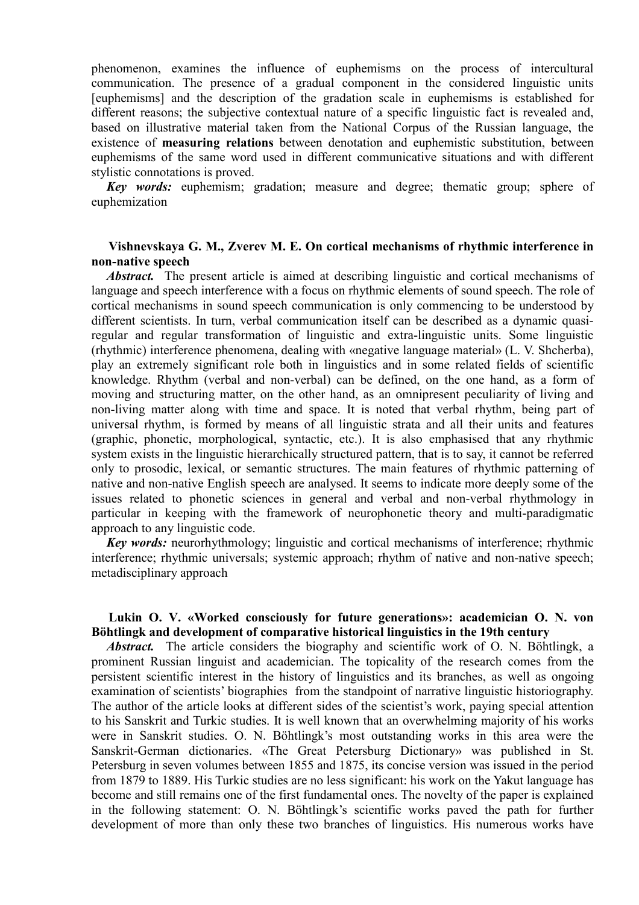phenomenon, examines the influence of euphemisms on the process of intercultural communication. The presence of a gradual component in the considered linguistic units [euphemisms] and the description of the gradation scale in euphemisms is established for different reasons; the subjective contextual nature of a specific linguistic fact is revealed and, based on illustrative material taken from the National Corpus of the Russian language, the existence of **measuring relations** between denotation and euphemistic substitution, between euphemisms of the same word used in different communicative situations and with different stylistic connotations is proved.

***Key words:*** euphemism; gradation; measure and degree; thematic group; sphere of euphemization

**Vishnevskaya G. M., Zverev M. E. On cortical mechanisms of rhythmic interference in non-native speech**

***Abstract.*** The present article is aimed at describing linguistic and cortical mechanisms of language and speech interference with a focus on rhythmic elements of sound speech. The role of cortical mechanisms in sound speech communication is only commencing to be understood by different scientists. In turn, verbal communication itself can be described as a dynamic quasi-regular and regular transformation of linguistic and extra-linguistic units. Some linguistic (rhythmic) interference phenomena, dealing with «negative language material» (L. V. Shcherba), play an extremely significant role both in linguistics and in some related fields of scientific knowledge. Rhythm (verbal and non-verbal) can be defined, on the one hand, as a form of moving and structuring matter, on the other hand, as an omnipresent peculiarity of living and non-living matter along with time and space. It is noted that verbal rhythm, being part of universal rhythm, is formed by means of all linguistic strata and all their units and features (graphic, phonetic, morphological, syntactic, etc.). It is also emphasised that any rhythmic system exists in the linguistic hierarchically structured pattern, that is to say, it cannot be referred only to prosodic, lexical, or semantic structures. The main features of rhythmic patterning of native and non-native English speech are analysed. It seems to indicate more deeply some of the issues related to phonetic sciences in general and verbal and non-verbal rhythmology in particular in keeping with the framework of neurophonetic theory and multi-paradigmatic approach to any linguistic code.

***Key words:*** neurorhythmology; linguistic and cortical mechanisms of interference; rhythmic interference; rhythmic universals; systemic approach; rhythm of native and non-native speech; metadisciplinary approach

**Lukin O. V. «Worked consciously for future generations»: academician O. N. von Böhtlingk and development of comparative historical linguistics in the 19th century**

***Abstract.*** The article considers the biography and scientific work of O. N. Böhtlingk, a prominent Russian linguist and academician. The topicality of the research comes from the persistent scientific interest in the history of linguistics and its branches, as well as ongoing examination of scientists' biographies from the standpoint of narrative linguistic historiography. The author of the article looks at different sides of the scientist's work, paying special attention to his Sanskrit and Turkic studies. It is well known that an overwhelming majority of his works were in Sanskrit studies. O. N. Böhtlingk's most outstanding works in this area were the Sanskrit-German dictionaries. «The Great Petersburg Dictionary» was published in St. Petersburg in seven volumes between 1855 and 1875, its concise version was issued in the period from 1879 to 1889. His Turkic studies are no less significant: his work on the Yakut language has become and still remains one of the first fundamental ones. The novelty of the paper is explained in the following statement: O. N. Böhtlingk's scientific works paved the path for further development of more than only these two branches of linguistics. His numerous works have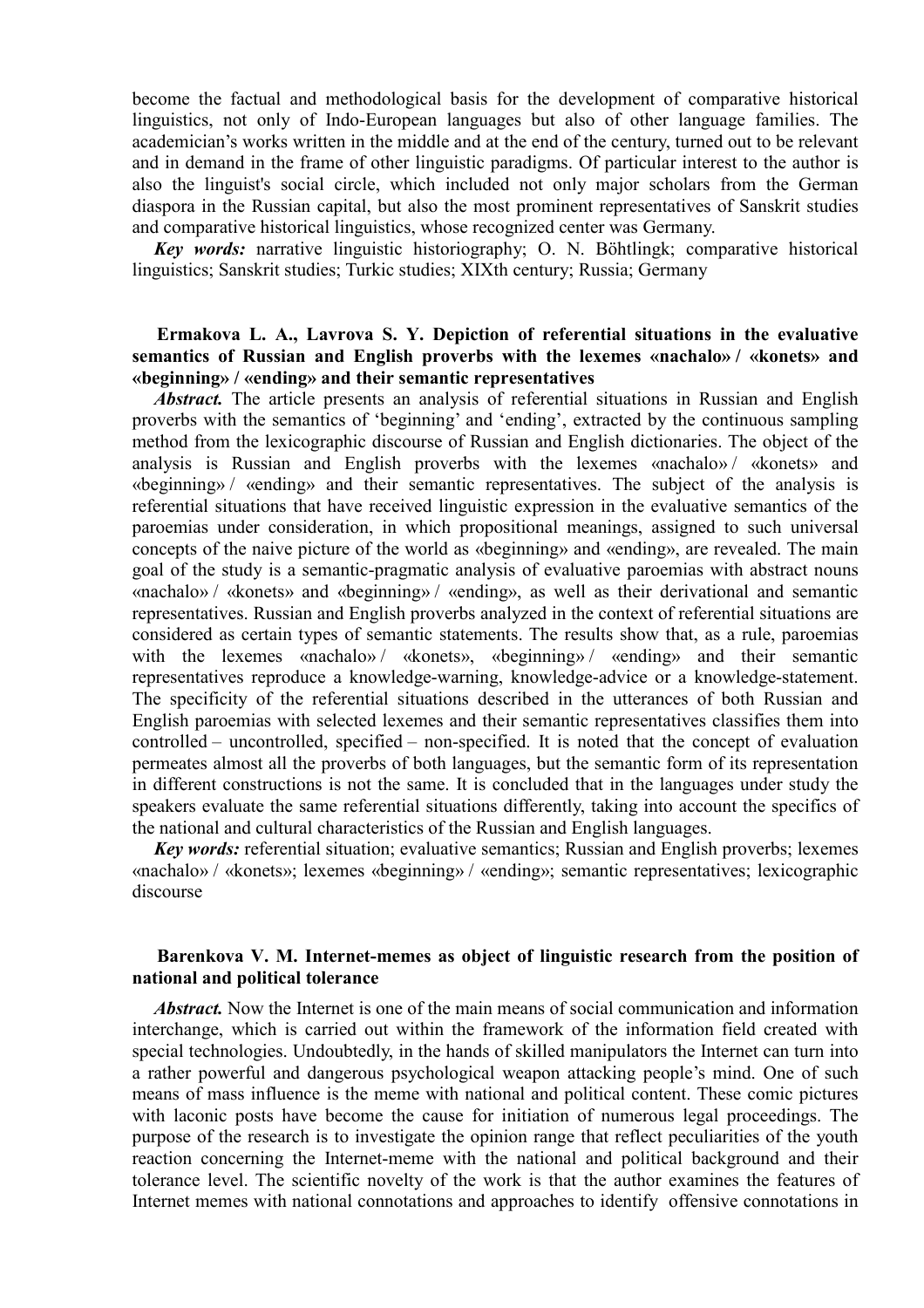become the factual and methodological basis for the development of comparative historical linguistics, not only of Indo-European languages but also of other language families. The academician's works written in the middle and at the end of the century, turned out to be relevant and in demand in the frame of other linguistic paradigms. Of particular interest to the author is also the linguist's social circle, which included not only major scholars from the German diaspora in the Russian capital, but also the most prominent representatives of Sanskrit studies and comparative historical linguistics, whose recognized center was Germany.

***Key words:*** narrative linguistic historiography; O. N. Böhtlingk; comparative historical linguistics; Sanskrit studies; Turkic studies; XIXth century; Russia; Germany

**Ermakova L. A., Lavrova S. Y. Depiction of referential situations in the evaluative semantics of Russian and English proverbs with the lexemes «nachalo» / «konets» and «beginning» / «ending» and their semantic representatives**

***Abstract.*** The article presents an analysis of referential situations in Russian and English proverbs with the semantics of 'beginning' and 'ending', extracted by the continuous sampling method from the lexicographic discourse of Russian and English dictionaries. The object of the analysis is Russian and English proverbs with the lexemes «nachalo» / «konets» and «beginning» / «ending» and their semantic representatives. The subject of the analysis is referential situations that have received linguistic expression in the evaluative semantics of the paroemias under consideration, in which propositional meanings, assigned to such universal concepts of the naive picture of the world as «beginning» and «ending», are revealed. The main goal of the study is a semantic-pragmatic analysis of evaluative paroemias with abstract nouns «nachalo» / «konets» and «beginning» / «ending», as well as their derivational and semantic representatives. Russian and English proverbs analyzed in the context of referential situations are considered as certain types of semantic statements. The results show that, as a rule, paroemias with the lexemes «nachalo» / «konets», «beginning» / «ending» and their semantic representatives reproduce a knowledge-warning, knowledge-advice or a knowledge-statement. The specificity of the referential situations described in the utterances of both Russian and English paroemias with selected lexemes and their semantic representatives classifies them into controlled – uncontrolled, specified – non-specified. It is noted that the concept of evaluation permeates almost all the proverbs of both languages, but the semantic form of its representation in different constructions is not the same. It is concluded that in the languages under study the speakers evaluate the same referential situations differently, taking into account the specifics of the national and cultural characteristics of the Russian and English languages.

***Key words:*** referential situation; evaluative semantics; Russian and English proverbs; lexemes «nachalo» / «konets»; lexemes «beginning» / «ending»; semantic representatives; lexicographic discourse

**Barenkova V. M. Internet-memes as object of linguistic research from the position of national and political tolerance**

***Abstract.*** Now the Internet is one of the main means of social communication and information interchange, which is carried out within the framework of the information field created with special technologies. Undoubtedly, in the hands of skilled manipulators the Internet can turn into a rather powerful and dangerous psychological weapon attacking people's mind. One of such means of mass influence is the meme with national and political content. These comic pictures with laconic posts have become the cause for initiation of numerous legal proceedings. The purpose of the research is to investigate the opinion range that reflect peculiarities of the youth reaction concerning the Internet-meme with the national and political background and their tolerance level. The scientific novelty of the work is that the author examines the features of Internet memes with national connotations and approaches to identify offensive connotations in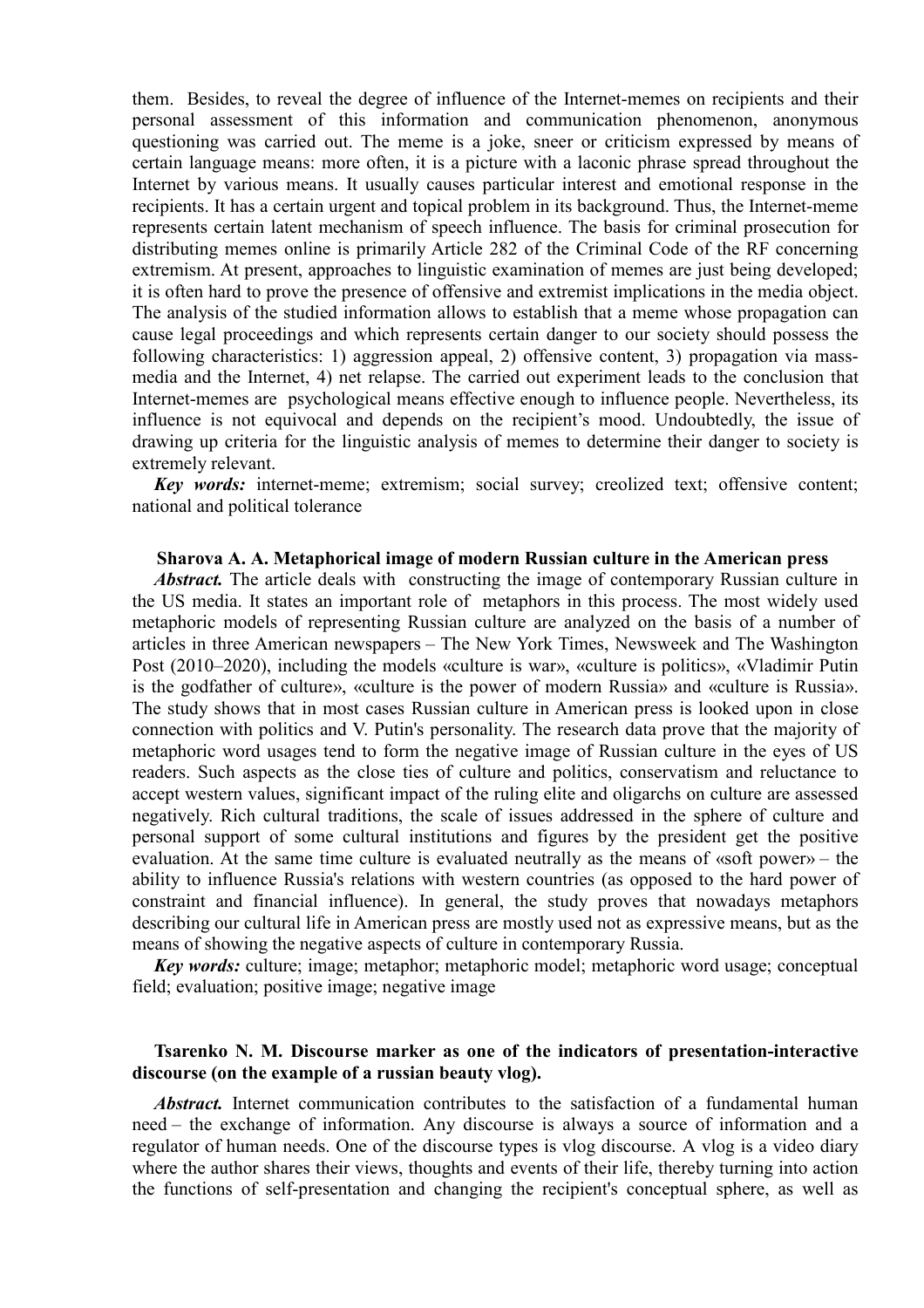them. Besides, to reveal the degree of influence of the Internet-memes on recipients and their personal assessment of this information and communication phenomenon, anonymous questioning was carried out. The meme is a joke, sneer or criticism expressed by means of certain language means: more often, it is a picture with a laconic phrase spread throughout the Internet by various means. It usually causes particular interest and emotional response in the recipients. It has a certain urgent and topical problem in its background. Thus, the Internet-meme represents certain latent mechanism of speech influence. The basis for criminal prosecution for distributing memes online is primarily Article 282 of the Criminal Code of the RF concerning extremism. At present, approaches to linguistic examination of memes are just being developed; it is often hard to prove the presence of offensive and extremist implications in the media object. The analysis of the studied information allows to establish that a meme whose propagation can cause legal proceedings and which represents certain danger to our society should possess the following characteristics: 1) aggression appeal, 2) offensive content, 3) propagation via mass-media and the Internet, 4) net relapse. The carried out experiment leads to the conclusion that Internet-memes are psychological means effective enough to influence people. Nevertheless, its influence is not equivocal and depends on the recipient's mood. Undoubtedly, the issue of drawing up criteria for the linguistic analysis of memes to determine their danger to society is extremely relevant.

***Key words:*** internet-meme; extremism; social survey; creolized text; offensive content; national and political tolerance

**Sharova A. A. Metaphorical image of modern Russian culture in the American press**

***Abstract.*** The article deals with constructing the image of contemporary Russian culture in the US media. It states an important role of metaphors in this process. The most widely used metaphoric models of representing Russian culture are analyzed on the basis of a number of articles in three American newspapers – The New York Times, Newsweek and The Washington Post (2010–2020), including the models «culture is war», «culture is politics», «Vladimir Putin is the godfather of culture», «culture is the power of modern Russia» and «culture is Russia». The study shows that in most cases Russian culture in American press is looked upon in close connection with politics and V. Putin's personality. The research data prove that the majority of metaphoric word usages tend to form the negative image of Russian culture in the eyes of US readers. Such aspects as the close ties of culture and politics, conservatism and reluctance to accept western values, significant impact of the ruling elite and oligarchs on culture are assessed negatively. Rich cultural traditions, the scale of issues addressed in the sphere of culture and personal support of some cultural institutions and figures by the president get the positive evaluation. At the same time culture is evaluated neutrally as the means of «soft power» – the ability to influence Russia's relations with western countries (as opposed to the hard power of constraint and financial influence). In general, the study proves that nowadays metaphors describing our cultural life in American press are mostly used not as expressive means, but as the means of showing the negative aspects of culture in contemporary Russia.

***Key words:*** culture; image; metaphor; metaphoric model; metaphoric word usage; conceptual field; evaluation; positive image; negative image

**Tsarenko N. M. Discourse marker as one of the indicators of presentation-interactive discourse (on the example of a russian beauty vlog).**

***Abstract.*** Internet communication contributes to the satisfaction of a fundamental human need – the exchange of information. Any discourse is always a source of information and a regulator of human needs. One of the discourse types is vlog discourse. A vlog is a video diary where the author shares their views, thoughts and events of their life, thereby turning into action the functions of self-presentation and changing the recipient's conceptual sphere, as well as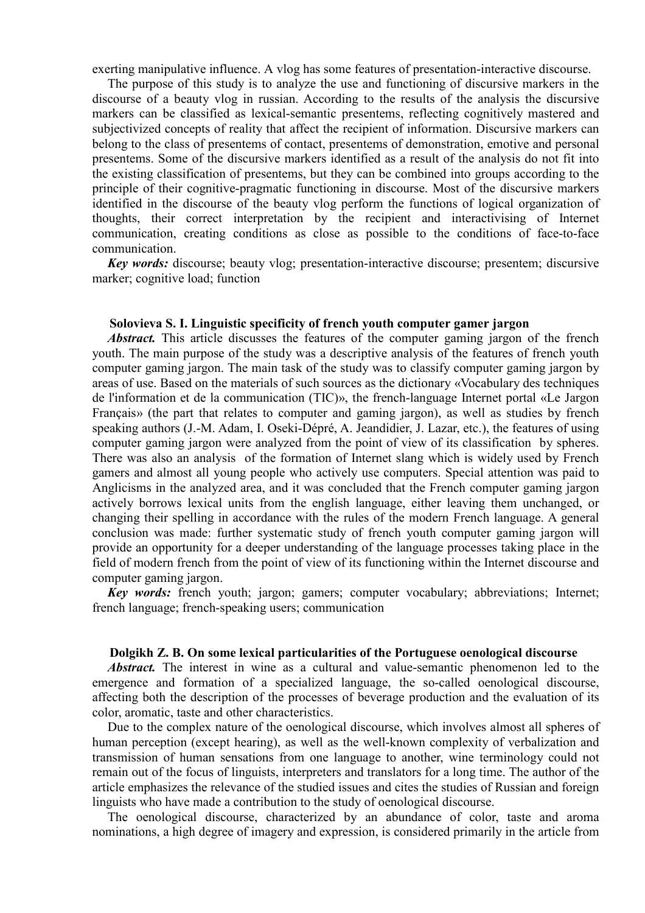exerting manipulative influence. A vlog has some features of presentation-interactive discourse.

The purpose of this study is to analyze the use and functioning of discursive markers in the discourse of a beauty vlog in russian. According to the results of the analysis the discursive markers can be classified as lexical-semantic presentems, reflecting cognitively mastered and subjectivized concepts of reality that affect the recipient of information. Discursive markers can belong to the class of presentems of contact, presentems of demonstration, emotive and personal presentems. Some of the discursive markers identified as a result of the analysis do not fit into the existing classification of presentems, but they can be combined into groups according to the principle of their cognitive-pragmatic functioning in discourse. Most of the discursive markers identified in the discourse of the beauty vlog perform the functions of logical organization of thoughts, their correct interpretation by the recipient and interactivising of Internet communication, creating conditions as close as possible to the conditions of face-to-face communication.

***Key words:*** discourse; beauty vlog; presentation-interactive discourse; presentem; discursive marker; cognitive load; function

**Solovieva S. I. Linguistic specificity of french youth computer gamer jargon**

***Abstract.*** This article discusses the features of the computer gaming jargon of the french youth. The main purpose of the study was a descriptive analysis of the features of french youth computer gaming jargon. The main task of the study was to classify computer gaming jargon by areas of use. Based on the materials of such sources as the dictionary «Vocabulary des techniques de l'information et de la communication (TIC)», the french-language Internet portal «Le Jargon Français» (the part that relates to computer and gaming jargon), as well as studies by french speaking authors (J.-M. Adam, I. Oseki-Dépré, A. Jeandidier, J. Lazar, etc.), the features of using computer gaming jargon were analyzed from the point of view of its classification by spheres. There was also an analysis of the formation of Internet slang which is widely used by French gamers and almost all young people who actively use computers. Special attention was paid to Anglicisms in the analyzed area, and it was concluded that the French computer gaming jargon actively borrows lexical units from the english language, either leaving them unchanged, or changing their spelling in accordance with the rules of the modern French language. A general conclusion was made: further systematic study of french youth computer gaming jargon will provide an opportunity for a deeper understanding of the language processes taking place in the field of modern french from the point of view of its functioning within the Internet discourse and computer gaming jargon.

***Key words:*** french youth; jargon; gamers; computer vocabulary; abbreviations; Internet; french language; french-speaking users; communication

**Dolgikh Z. B. On some lexical particularities of the Portuguese oenological discourse**

***Abstract.*** The interest in wine as a cultural and value-semantic phenomenon led to the emergence and formation of a specialized language, the so-called oenological discourse, affecting both the description of the processes of beverage production and the evaluation of its color, aromatic, taste and other characteristics.

Due to the complex nature of the oenological discourse, which involves almost all spheres of human perception (except hearing), as well as the well-known complexity of verbalization and transmission of human sensations from one language to another, wine terminology could not remain out of the focus of linguists, interpreters and translators for a long time. The author of the article emphasizes the relevance of the studied issues and cites the studies of Russian and foreign linguists who have made a contribution to the study of oenological discourse.

The oenological discourse, characterized by an abundance of color, taste and aroma nominations, a high degree of imagery and expression, is considered primarily in the article from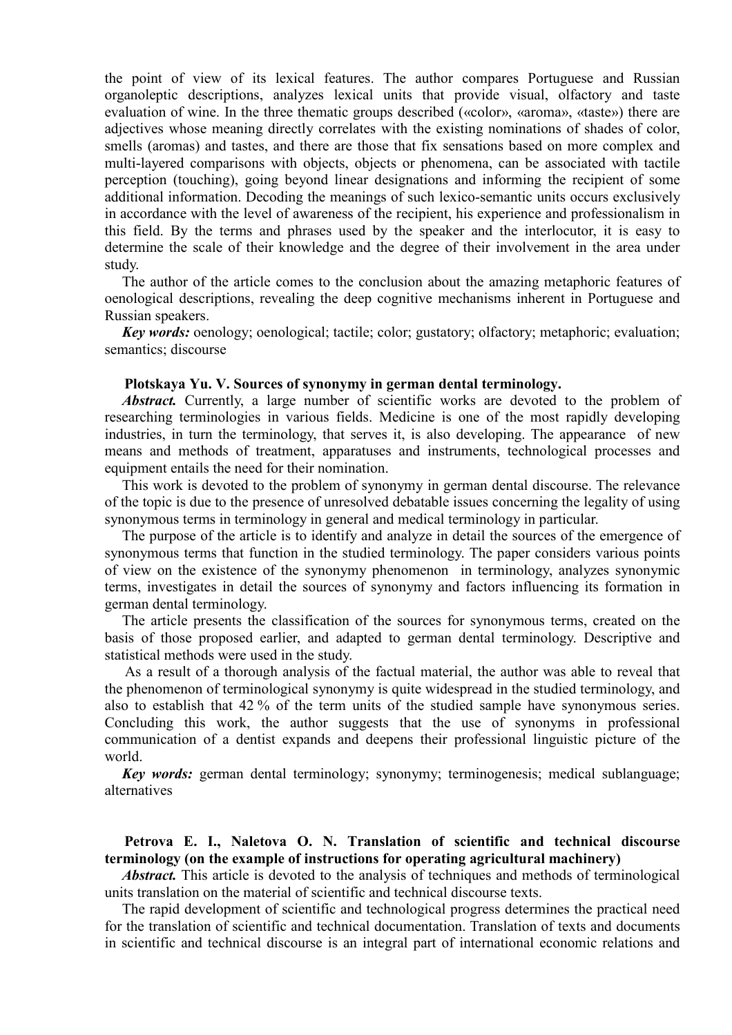the point of view of its lexical features. The author compares Portuguese and Russian organoleptic descriptions, analyzes lexical units that provide visual, olfactory and taste evaluation of wine. In the three thematic groups described («color», «aroma», «taste») there are adjectives whose meaning directly correlates with the existing nominations of shades of color, smells (aromas) and tastes, and there are those that fix sensations based on more complex and multi-layered comparisons with objects, objects or phenomena, can be associated with tactile perception (touching), going beyond linear designations and informing the recipient of some additional information. Decoding the meanings of such lexico-semantic units occurs exclusively in accordance with the level of awareness of the recipient, his experience and professionalism in this field. By the terms and phrases used by the speaker and the interlocutor, it is easy to determine the scale of their knowledge and the degree of their involvement in the area under study.

The author of the article comes to the conclusion about the amazing metaphoric features of oenological descriptions, revealing the deep cognitive mechanisms inherent in Portuguese and Russian speakers.

***Key words:*** oenology; oenological; tactile; color; gustatory; olfactory; metaphoric; evaluation; semantics; discourse

**Plotskaya Yu. V. Sources of synonymy in german dental terminology.**

***Abstract.*** Currently, a large number of scientific works are devoted to the problem of researching terminologies in various fields. Medicine is one of the most rapidly developing industries, in turn the terminology, that serves it, is also developing. The appearance of new means and methods of treatment, apparatuses and instruments, technological processes and equipment entails the need for their nomination.

This work is devoted to the problem of synonymy in german dental discourse. The relevance of the topic is due to the presence of unresolved debatable issues concerning the legality of using synonymous terms in terminology in general and medical terminology in particular.

The purpose of the article is to identify and analyze in detail the sources of the emergence of synonymous terms that function in the studied terminology. The paper considers various points of view on the existence of the synonymy phenomenon in terminology, analyzes synonymic terms, investigates in detail the sources of synonymy and factors influencing its formation in german dental terminology.

The article presents the classification of the sources for synonymous terms, created on the basis of those proposed earlier, and adapted to german dental terminology. Descriptive and statistical methods were used in the study.

As a result of a thorough analysis of the factual material, the author was able to reveal that the phenomenon of terminological synonymy is quite widespread in the studied terminology, and also to establish that 42 % of the term units of the studied sample have synonymous series. Concluding this work, the author suggests that the use of synonyms in professional communication of a dentist expands and deepens their professional linguistic picture of the world.

***Key words:*** german dental terminology; synonymy; terminogenesis; medical sublanguage; alternatives

**Petrova E. I., Naletova O. N. Translation of scientific and technical discourse terminology (on the example of instructions for operating agricultural machinery)**

***Abstract.*** This article is devoted to the analysis of techniques and methods of terminological units translation on the material of scientific and technical discourse texts.

The rapid development of scientific and technological progress determines the practical need for the translation of scientific and technical documentation. Translation of texts and documents in scientific and technical discourse is an integral part of international economic relations and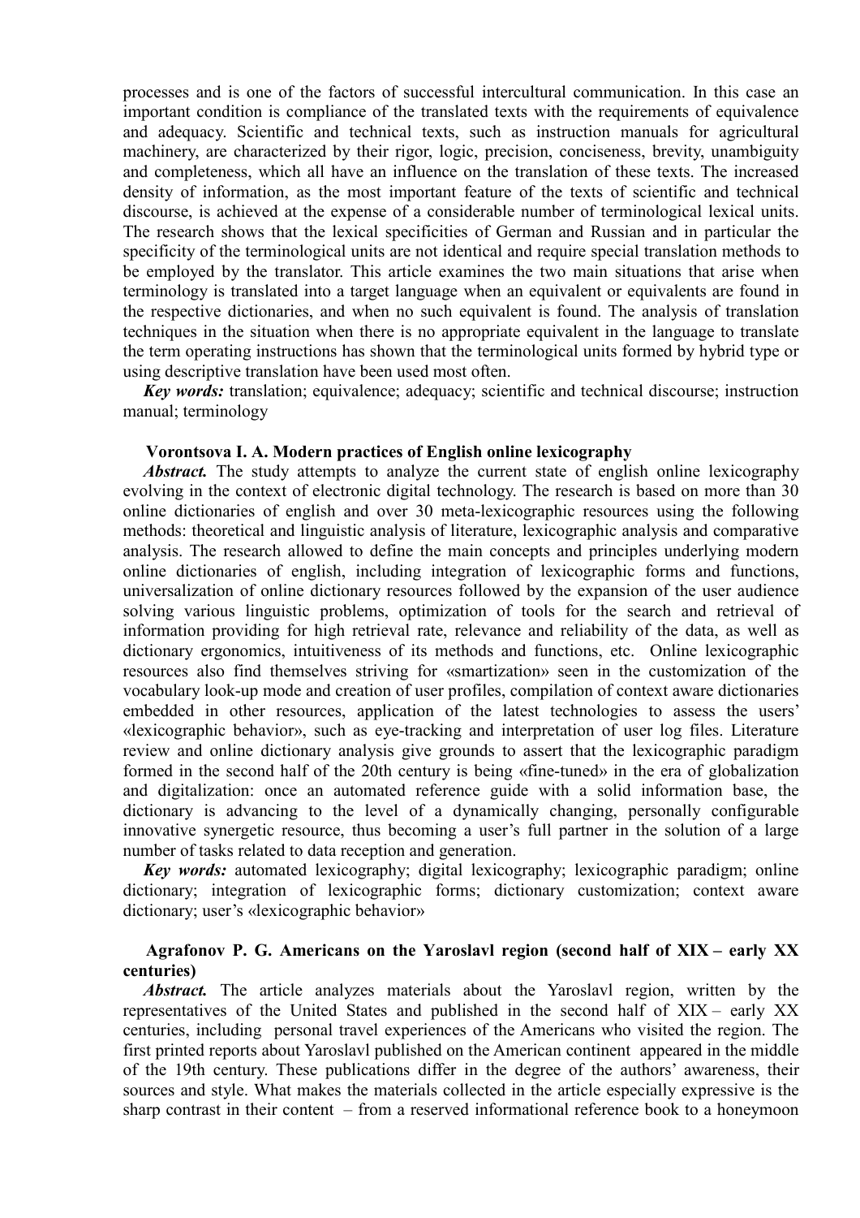processes and is one of the factors of successful intercultural communication. In this case an important condition is compliance of the translated texts with the requirements of equivalence and adequacy. Scientific and technical texts, such as instruction manuals for agricultural machinery, are characterized by their rigor, logic, precision, conciseness, brevity, unambiguity and completeness, which all have an influence on the translation of these texts. The increased density of information, as the most important feature of the texts of scientific and technical discourse, is achieved at the expense of a considerable number of terminological lexical units. The research shows that the lexical specificities of German and Russian and in particular the specificity of the terminological units are not identical and require special translation methods to be employed by the translator. This article examines the two main situations that arise when terminology is translated into a target language when an equivalent or equivalents are found in the respective dictionaries, and when no such equivalent is found. The analysis of translation techniques in the situation when there is no appropriate equivalent in the language to translate the term operating instructions has shown that the terminological units formed by hybrid type or using descriptive translation have been used most often.

***Key words:*** translation; equivalence; adequacy; scientific and technical discourse; instruction manual; terminology

**Vorontsova I. A. Modern practices of English online lexicography**

***Abstract.*** The study attempts to analyze the current state of english online lexicography evolving in the context of electronic digital technology. The research is based on more than 30 online dictionaries of english and over 30 meta-lexicographic resources using the following methods: theoretical and linguistic analysis of literature, lexicographic analysis and comparative analysis. The research allowed to define the main concepts and principles underlying modern online dictionaries of english, including integration of lexicographic forms and functions, universalization of online dictionary resources followed by the expansion of the user audience solving various linguistic problems, optimization of tools for the search and retrieval of information providing for high retrieval rate, relevance and reliability of the data, as well as dictionary ergonomics, intuitiveness of its methods and functions, etc. Online lexicographic resources also find themselves striving for «smartization» seen in the customization of the vocabulary look-up mode and creation of user profiles, compilation of context aware dictionaries embedded in other resources, application of the latest technologies to assess the users' «lexicographic behavior», such as eye-tracking and interpretation of user log files. Literature review and online dictionary analysis give grounds to assert that the lexicographic paradigm formed in the second half of the 20th century is being «fine-tuned» in the era of globalization and digitalization: once an automated reference guide with a solid information base, the dictionary is advancing to the level of a dynamically changing, personally configurable innovative synergetic resource, thus becoming a user's full partner in the solution of a large number of tasks related to data reception and generation.

***Key words:*** automated lexicography; digital lexicography; lexicographic paradigm; online dictionary; integration of lexicographic forms; dictionary customization; context aware dictionary; user's «lexicographic behavior»

**Agrafonov P. G. Americans on the Yaroslavl region (second half of XIX – early XX centuries)**

***Abstract.*** The article analyzes materials about the Yaroslavl region, written by the representatives of the United States and published in the second half of XIX – early XX centuries, including personal travel experiences of the Americans who visited the region. The first printed reports about Yaroslavl published on the American continent appeared in the middle of the 19th century. These publications differ in the degree of the authors' awareness, their sources and style. What makes the materials collected in the article especially expressive is the sharp contrast in their content – from a reserved informational reference book to a honeymoon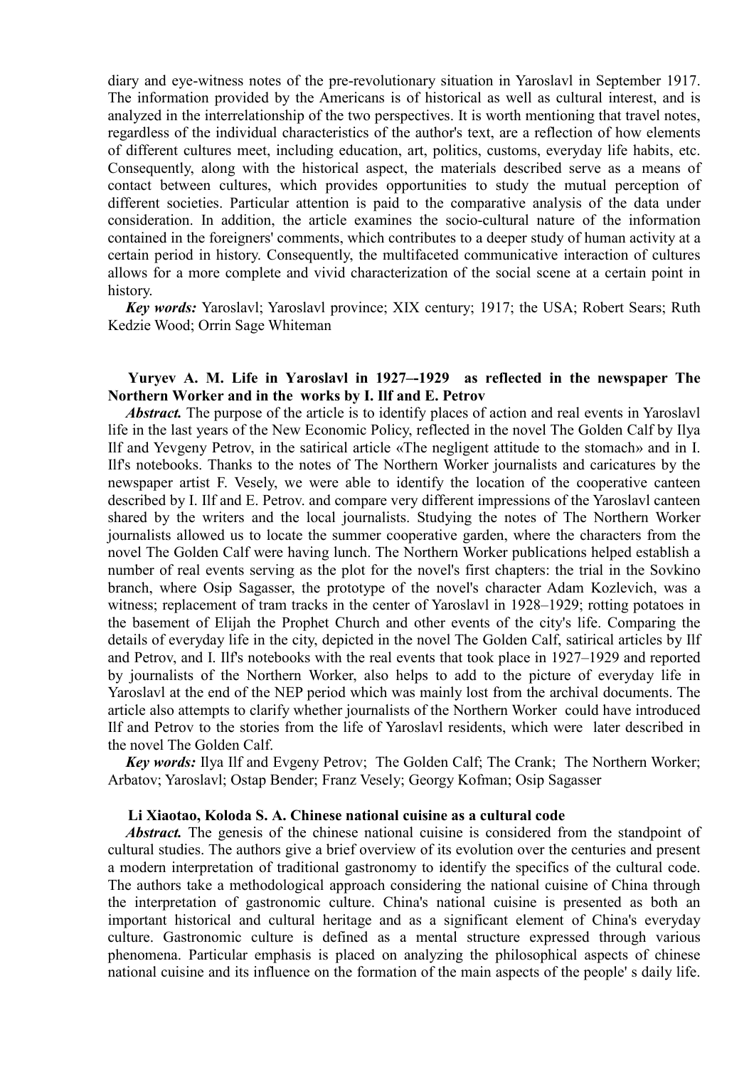diary and eye-witness notes of the pre-revolutionary situation in Yaroslavl in September 1917. The information provided by the Americans is of historical as well as cultural interest, and is analyzed in the interrelationship of the two perspectives. It is worth mentioning that travel notes, regardless of the individual characteristics of the author's text, are a reflection of how elements of different cultures meet, including education, art, politics, customs, everyday life habits, etc. Consequently, along with the historical aspect, the materials described serve as a means of contact between cultures, which provides opportunities to study the mutual perception of different societies. Particular attention is paid to the comparative analysis of the data under consideration. In addition, the article examines the socio-cultural nature of the information contained in the foreigners' comments, which contributes to a deeper study of human activity at a certain period in history. Consequently, the multifaceted communicative interaction of cultures allows for a more complete and vivid characterization of the social scene at a certain point in history.

***Key words:*** Yaroslavl; Yaroslavl province; XIX century; 1917; the USA; Robert Sears; Ruth Kedzie Wood; Orrin Sage Whiteman

**Yuryev A. M. Life in Yaroslavl in 1927–-1929 as reflected in the newspaper The Northern Worker and in the works by I. Ilf and E. Petrov**

***Abstract.*** The purpose of the article is to identify places of action and real events in Yaroslavl life in the last years of the New Economic Policy, reflected in the novel The Golden Calf by Ilya Ilf and Yevgeny Petrov, in the satirical article «The negligent attitude to the stomach» and in I. Ilf's notebooks. Thanks to the notes of The Northern Worker journalists and caricatures by the newspaper artist F. Vesely, we were able to identify the location of the cooperative canteen described by I. Ilf and E. Petrov. and compare very different impressions of the Yaroslavl canteen shared by the writers and the local journalists. Studying the notes of The Northern Worker journalists allowed us to locate the summer cooperative garden, where the characters from the novel The Golden Calf were having lunch. The Northern Worker publications helped establish a number of real events serving as the plot for the novel's first chapters: the trial in the Sovkino branch, where Osip Sagasser, the prototype of the novel's character Adam Kozlevich, was a witness; replacement of tram tracks in the center of Yaroslavl in 1928–1929; rotting potatoes in the basement of Elijah the Prophet Church and other events of the city's life. Comparing the details of everyday life in the city, depicted in the novel The Golden Calf, satirical articles by Ilf and Petrov, and I. Ilf's notebooks with the real events that took place in 1927–1929 and reported by journalists of the Northern Worker, also helps to add to the picture of everyday life in Yaroslavl at the end of the NEP period which was mainly lost from the archival documents. The article also attempts to clarify whether journalists of the Northern Worker could have introduced Ilf and Petrov to the stories from the life of Yaroslavl residents, which were later described in the novel The Golden Calf.

***Key words:*** Ilya Ilf and Evgeny Petrov; The Golden Calf; The Crank; The Northern Worker; Arbatov; Yaroslavl; Ostap Bender; Franz Vesely; Georgy Kofman; Osip Sagasser

**Li Xiaotao, Koloda S. A. Chinese national cuisine as a cultural code**

***Abstract.*** The genesis of the chinese national cuisine is considered from the standpoint of cultural studies. The authors give a brief overview of its evolution over the centuries and present a modern interpretation of traditional gastronomy to identify the specifics of the cultural code. The authors take a methodological approach considering the national cuisine of China through the interpretation of gastronomic culture. China's national cuisine is presented as both an important historical and cultural heritage and as a significant element of China's everyday culture. Gastronomic culture is defined as a mental structure expressed through various phenomena. Particular emphasis is placed on analyzing the philosophical aspects of chinese national cuisine and its influence on the formation of the main aspects of the people' s daily life.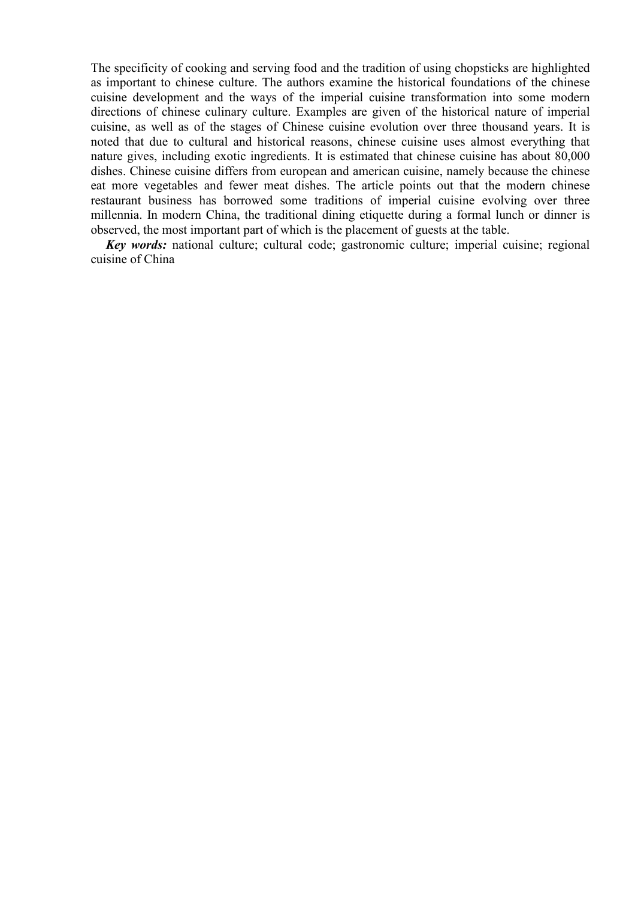The specificity of cooking and serving food and the tradition of using chopsticks are highlighted as important to chinese culture. The authors examine the historical foundations of the chinese cuisine development and the ways of the imperial cuisine transformation into some modern directions of chinese culinary culture. Examples are given of the historical nature of imperial cuisine, as well as of the stages of Chinese cuisine evolution over three thousand years. It is noted that due to cultural and historical reasons, chinese cuisine uses almost everything that nature gives, including exotic ingredients. It is estimated that chinese cuisine has about 80,000 dishes. Chinese cuisine differs from european and american cuisine, namely because the chinese eat more vegetables and fewer meat dishes. The article points out that the modern chinese restaurant business has borrowed some traditions of imperial cuisine evolving over three millennia. In modern China, the traditional dining etiquette during a formal lunch or dinner is observed, the most important part of which is the placement of guests at the table.

***Key words:*** national culture; cultural code; gastronomic culture; imperial cuisine; regional cuisine of China